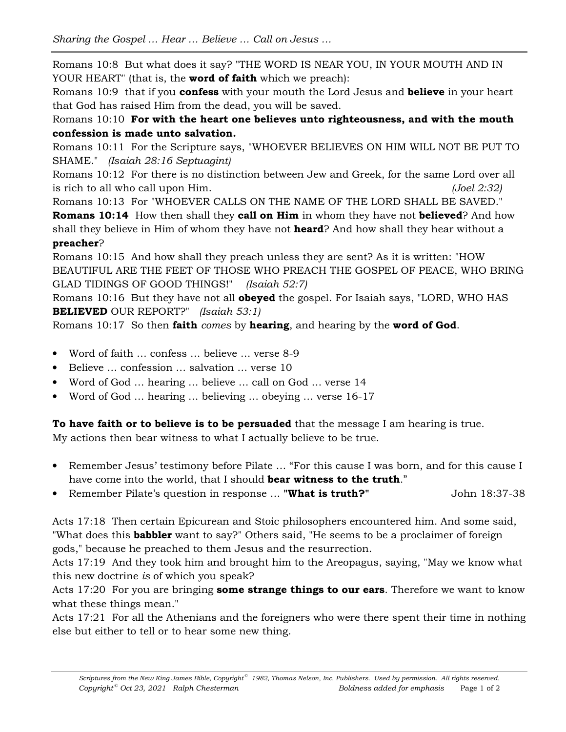*Sharing the Gospel … Hear … Believe … Call on Jesus …*

Romans 10:8 But what does it say? "THE WORD IS NEAR YOU, IN YOUR MOUTH AND IN YOUR HEART" (that is, the **word of faith** which we preach):

Romans 10:9 that if you **confess** with your mouth the Lord Jesus and **believe** in your heart that God has raised Him from the dead, you will be saved.

Romans 10:10 **For with the heart one believes unto righteousness, and with the mouth confession is made unto salvation.**

Romans 10:11 For the Scripture says, "WHOEVER BELIEVES ON HIM WILL NOT BE PUT TO SHAME." *(Isaiah 28:16 Septuagint)*

Romans 10:12 For there is no distinction between Jew and Greek, for the same Lord over all is rich to all who call upon Him. *(Joel 2:32)*

Romans 10:13 For "WHOEVER CALLS ON THE NAME OF THE LORD SHALL BE SAVED."

**Romans 10:14** How then shall they **call on Him** in whom they have not **believed**? And how shall they believe in Him of whom they have not **heard**? And how shall they hear without a **preacher**?

Romans 10:15 And how shall they preach unless they are sent? As it is written: "HOW BEAUTIFUL ARE THE FEET OF THOSE WHO PREACH THE GOSPEL OF PEACE, WHO BRING GLAD TIDINGS OF GOOD THINGS!" *(Isaiah 52:7)*

Romans 10:16 But they have not all **obeyed** the gospel. For Isaiah says, "LORD, WHO HAS **BELIEVED** OUR REPORT?" *(Isaiah 53:1)*

Romans 10:17 So then **faith** *comes* by **hearing**, and hearing by the **word of God**.

- Word of faith … confess … believe … verse 8-9
- Believe … confession … salvation … verse 10
- Word of God … hearing … believe … call on God … verse 14
- Word of God … hearing … believing … obeying … verse 16-17

**To have faith or to believe is to be persuaded** that the message I am hearing is true.
My actions then bear witness to what I actually believe to be true.

- Remember Jesus' testimony before Pilate … "For this cause I was born, and for this cause I have come into the world, that I should **bear witness to the truth**."
- Remember Pilate's question in response … "**What is truth?**" John 18:37-38

Acts 17:18 Then certain Epicurean and Stoic philosophers encountered him. And some said, "What does this **babbler** want to say?" Others said, "He seems to be a proclaimer of foreign gods," because he preached to them Jesus and the resurrection.

Acts 17:19 And they took him and brought him to the Areopagus, saying, "May we know what this new doctrine *is* of which you speak?

Acts 17:20 For you are bringing **some strange things to our ears**. Therefore we want to know what these things mean."

Acts 17:21 For all the Athenians and the foreigners who were there spent their time in nothing else but either to tell or to hear some new thing.

*Scriptures from the New King James Bible, Copyright© 1982, Thomas Nelson, Inc. Publishers. Used by permission. All rights reserved.*
*Copyright© Oct 23, 2021 Ralph Chesterman* *Boldness added for emphasis*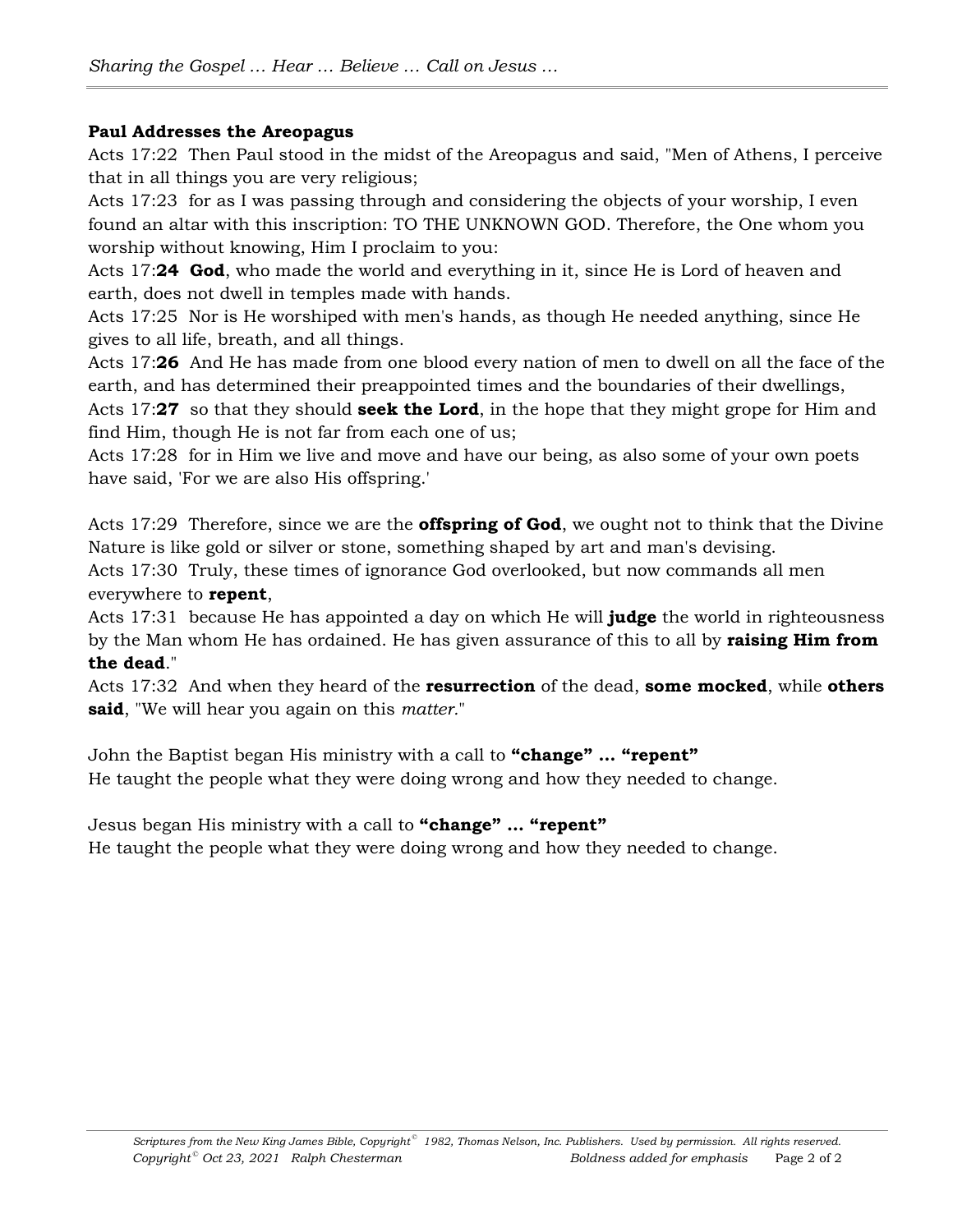**Paul Addresses the Areopagus**

Acts 17:22 Then Paul stood in the midst of the Areopagus and said, "Men of Athens, I perceive that in all things you are very religious;

Acts 17:23 for as I was passing through and considering the objects of your worship, I even found an altar with this inscription: TO THE UNKNOWN GOD. Therefore, the One whom you worship without knowing, Him I proclaim to you:

Acts 17:**24** **God**, who made the world and everything in it, since He is Lord of heaven and earth, does not dwell in temples made with hands.

Acts 17:25 Nor is He worshiped with men's hands, as though He needed anything, since He gives to all life, breath, and all things.

Acts 17:**26** And He has made from one blood every nation of men to dwell on all the face of the earth, and has determined their preappointed times and the boundaries of their dwellings,

Acts 17:**27** so that they should **seek the Lord**, in the hope that they might grope for Him and find Him, though He is not far from each one of us;

Acts 17:28 for in Him we live and move and have our being, as also some of your own poets have said, 'For we are also His offspring.'

Acts 17:29 Therefore, since we are the **offspring of God**, we ought not to think that the Divine Nature is like gold or silver or stone, something shaped by art and man's devising.

Acts 17:30 Truly, these times of ignorance God overlooked, but now commands all men everywhere to **repent**,

Acts 17:31 because He has appointed a day on which He will **judge** the world in righteousness by the Man whom He has ordained. He has given assurance of this to all by **raising Him from the dead**."

Acts 17:32 And when they heard of the **resurrection** of the dead, **some mocked**, while **others said**, "We will hear you again on this *matter*."

John the Baptist began His ministry with a call to **"change" … "repent"**
He taught the people what they were doing wrong and how they needed to change.

Jesus began His ministry with a call to **"change" … "repent"**
He taught the people what they were doing wrong and how they needed to change.

*Scriptures from the New King James Bible, Copyright© 1982, Thomas Nelson, Inc. Publishers. Used by permission. All rights reserved.*
*Copyright© Oct 23, 2021 Ralph Chesterman* *Boldness added for emphasis*